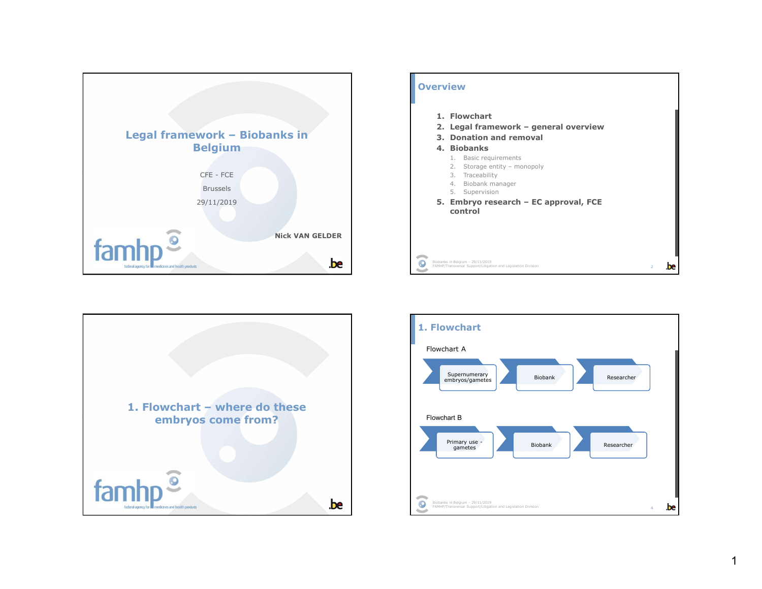# Legal framework – Biobanks in Belgium

CFE - FCE

Brussels

29/11/2019

Nick VAN GELDER

## Overview

1. **Flowchart**
2. **Legal framework – general overview**
3. **Donation and removal**
4. **Biobanks**
   1. Basic requirements
   2. Storage entity – monopoly
   3. Traceability
   4. Biobank manager
   5. Supervision
5. **Embryo research – EC approval, FCE control**

# 1. Flowchart – where do these embryos come from?

## 1. Flowchart

Flowchart A

Supernumerary embryos/gametes → Biobank → Researcher

Flowchart B

Primary use - gametes → Biobank → Researcher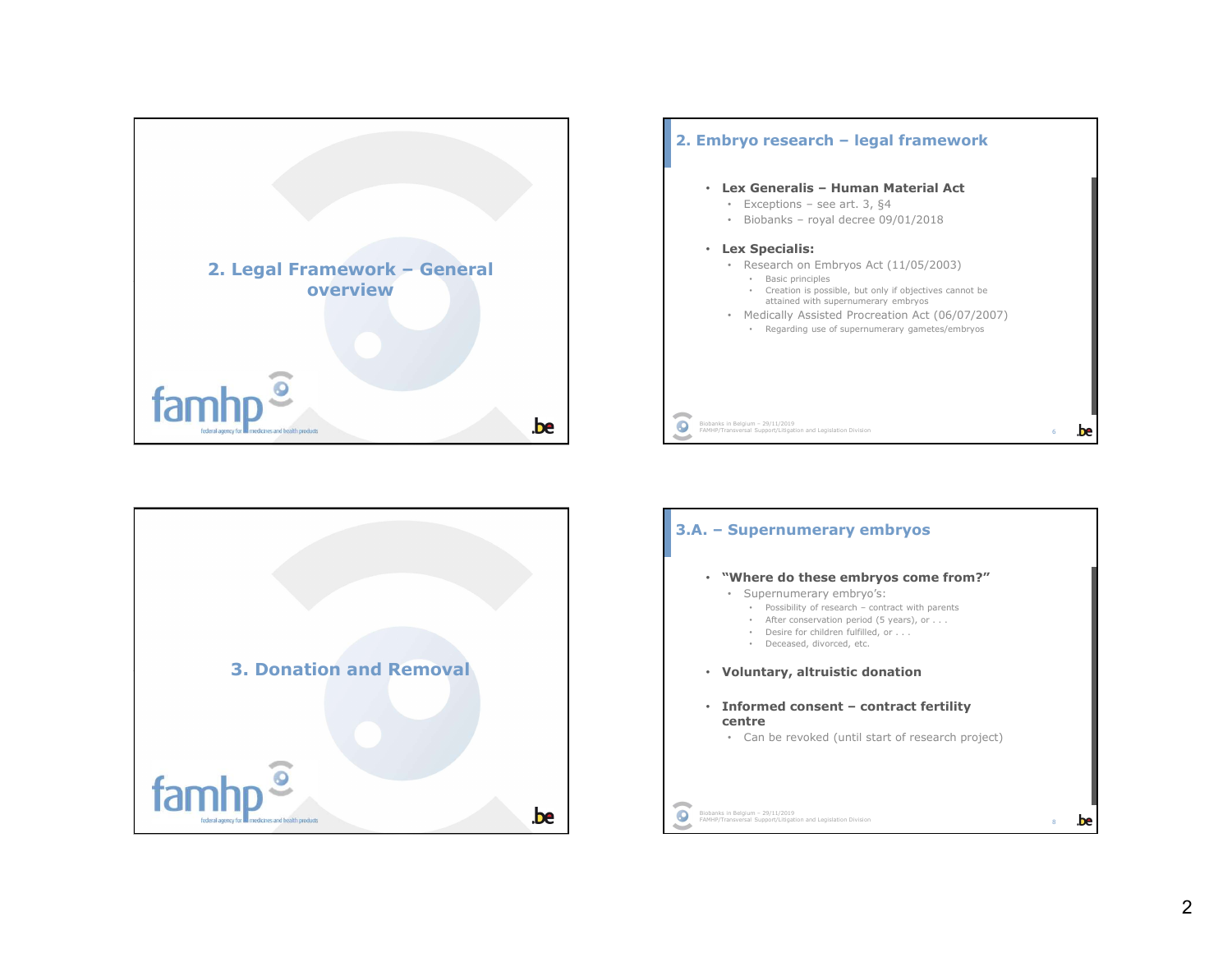# 2. Legal Framework – General overview

## 2. Embryo research – legal framework

- **Lex Generalis – Human Material Act**
  - Exceptions – see art. 3, §4
  - Biobanks – royal decree 09/01/2018
- **Lex Specialis:**
  - Research on Embryos Act (11/05/2003)
    - Basic principles
    - Creation is possible, but only if objectives cannot be attained with supernumerary embryos
  - Medically Assisted Procreation Act (06/07/2007)
    - Regarding use of supernumerary gametes/embryos

# 3. Donation and Removal

## 3.A. – Supernumerary embryos

- **"Where do these embryos come from?"**
  - Supernumerary embryo's:
    - Possibility of research – contract with parents
    - After conservation period (5 years), or . . .
    - Desire for children fulfilled, or . . .
    - Deceased, divorced, etc.
- **Voluntary, altruistic donation**
- **Informed consent – contract fertility centre**
  - Can be revoked (until start of research project)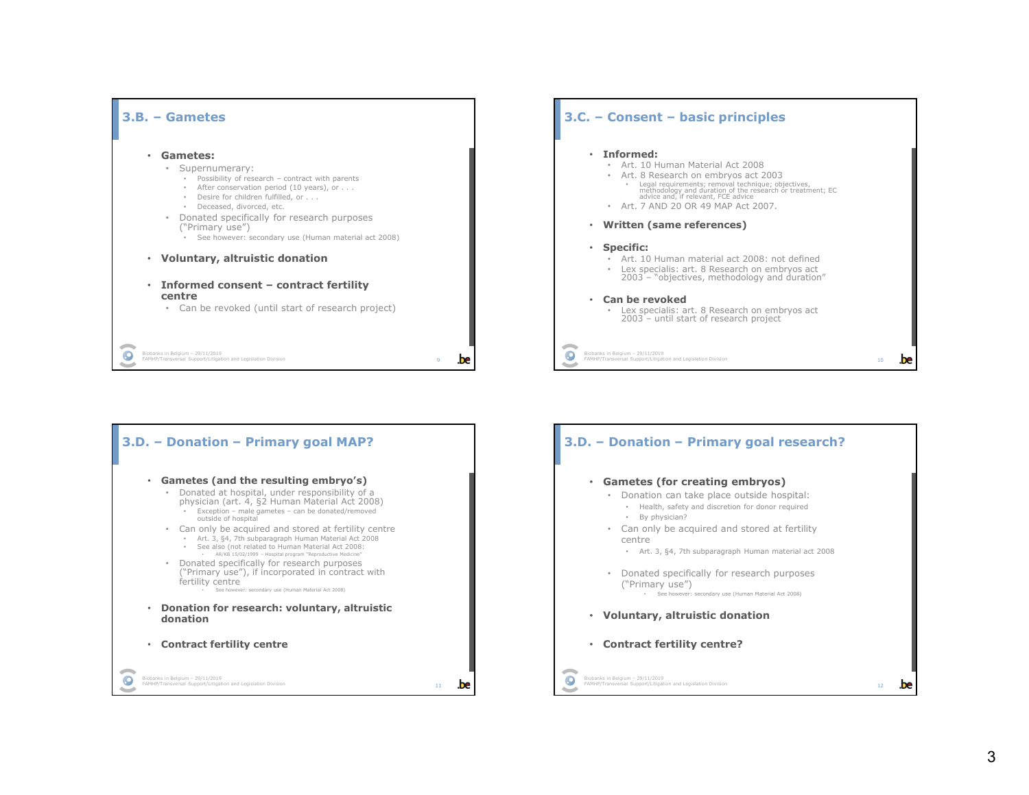## 3.B. – Gametes

- **Gametes:**
  - Supernumerary:
    - Possibility of research – contract with parents
    - After conservation period (10 years), or . . .
    - Desire for children fulfilled, or . . .
    - Deceased, divorced, etc.
  - Donated specifically for research purposes ("Primary use")
    - See however: secondary use (Human material act 2008)
- **Voluntary, altruistic donation**
- **Informed consent – contract fertility centre**
  - Can be revoked (until start of research project)

## 3.C. – Consent – basic principles

- **Informed:**
  - Art. 10 Human Material Act 2008
  - Art. 8 Research on embryos act 2003
    - Legal requirements; removal technique; objectives, methodology and duration of the research or treatment; EC advice and, if relevant, FCE advice
  - Art. 7 AND 20 OR 49 MAP Act 2007.
- **Written (same references)**
- **Specific:**
  - Art. 10 Human material act 2008: not defined
  - Lex specialis: art. 8 Research on embryos act 2003 – "objectives, methodology and duration"
- **Can be revoked**
  - Lex specialis: art. 8 Research on embryos act 2003 – until start of research project

## 3.D. – Donation – Primary goal MAP?

- **Gametes (and the resulting embryo's)**
  - Donated at hospital, under responsibility of a physician (art. 4, §2 Human Material Act 2008)
    - Exception – male gametes – can be donated/removed outside of hospital
  - Can only be acquired and stored at fertility centre
    - Art. 3, §4, 7th subparagraph Human Material Act 2008
    - See also (not related to Human Material Act 2008:
      - AR/KB 15/02/1999 – Hospital program "Reproductive Medicine"
  - Donated specifically for research purposes ("Primary use"), if incorporated in contract with fertility centre
    - See however: secondary use (Human Material Act 2008)
- **Donation for research: voluntary, altruistic donation**
- **Contract fertility centre**

## 3.D. – Donation – Primary goal research?

- **Gametes (for creating embryos)**
  - Donation can take place outside hospital:
    - Health, safety and discretion for donor required
    - By physician?
  - Can only be acquired and stored at fertility centre
    - Art. 3, §4, 7th subparagraph Human material act 2008
  - Donated specifically for research purposes ("Primary use")
    - See however: secondary use (Human Material Act 2008)
- **Voluntary, altruistic donation**
- **Contract fertility centre?**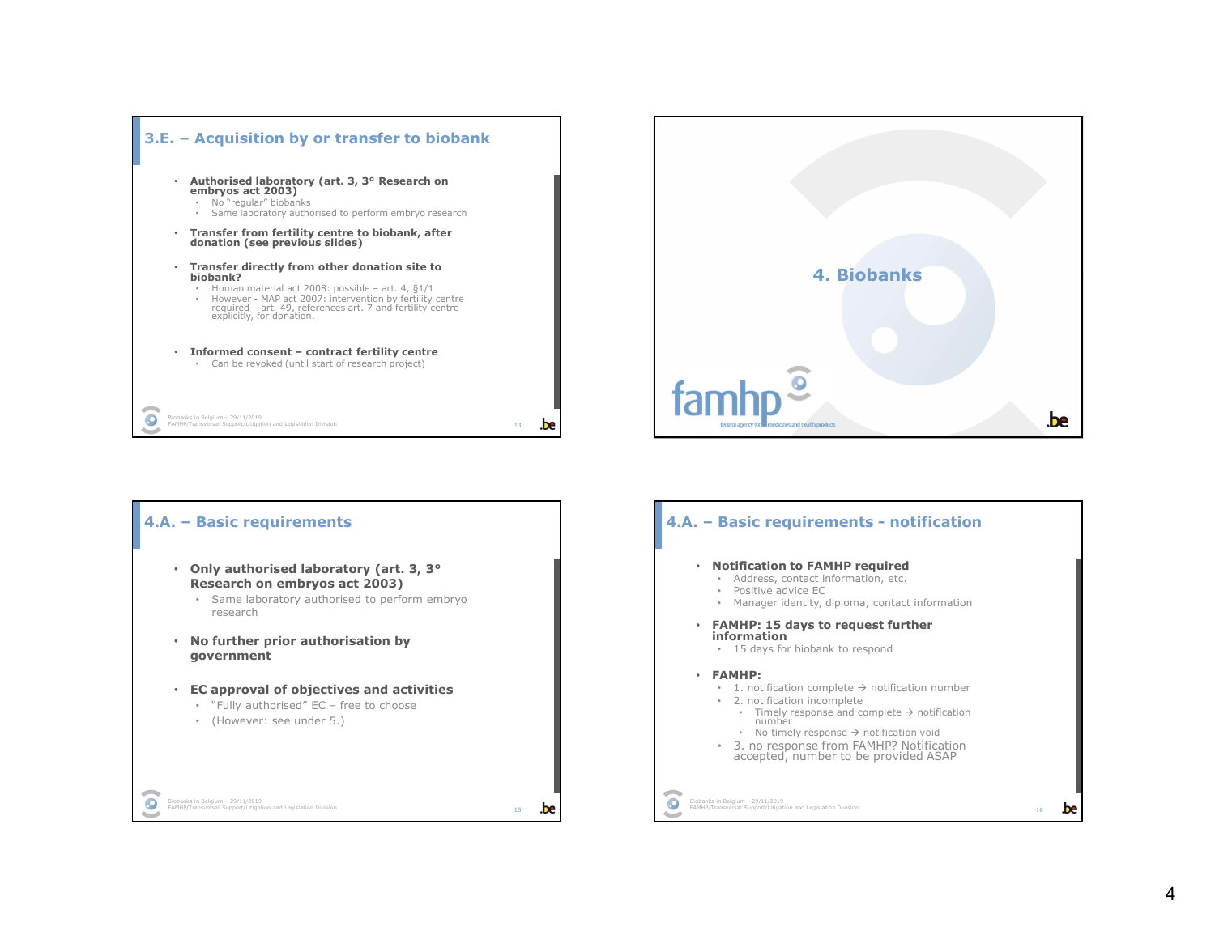## 3.E. – Acquisition by or transfer to biobank

- **Authorised laboratory (art. 3, 3° Research on embryos act 2003)**
  - No "regular" biobanks
  - Same laboratory authorised to perform embryo research
- **Transfer from fertility centre to biobank, after donation (see previous slides)**
- **Transfer directly from other donation site to biobank?**
  - Human material act 2008: possible – art. 4, §1/1
  - However - MAP act 2007: intervention by fertility centre required – art. 49, references art. 7 and fertility centre explicitly, for donation.
- **Informed consent – contract fertility centre**
  - Can be revoked (until start of research project)

## 4. Biobanks

## 4.A. – Basic requirements

- **Only authorised laboratory (art. 3, 3° Research on embryos act 2003)**
  - Same laboratory authorised to perform embryo research
- **No further prior authorisation by government**
- **EC approval of objectives and activities**
  - "Fully authorised" EC – free to choose
  - (However: see under 5.)

## 4.A. – Basic requirements - notification

- **Notification to FAMHP required**
  - Address, contact information, etc.
  - Positive advice EC
  - Manager identity, diploma, contact information
- **FAMHP: 15 days to request further information**
  - 15 days for biobank to respond
- **FAMHP:**
  - 1. notification complete → notification number
  - 2. notification incomplete
    - Timely response and complete → notification number
    - No timely response → notification void
  - 3. no response from FAMHP? Notification accepted, number to be provided ASAP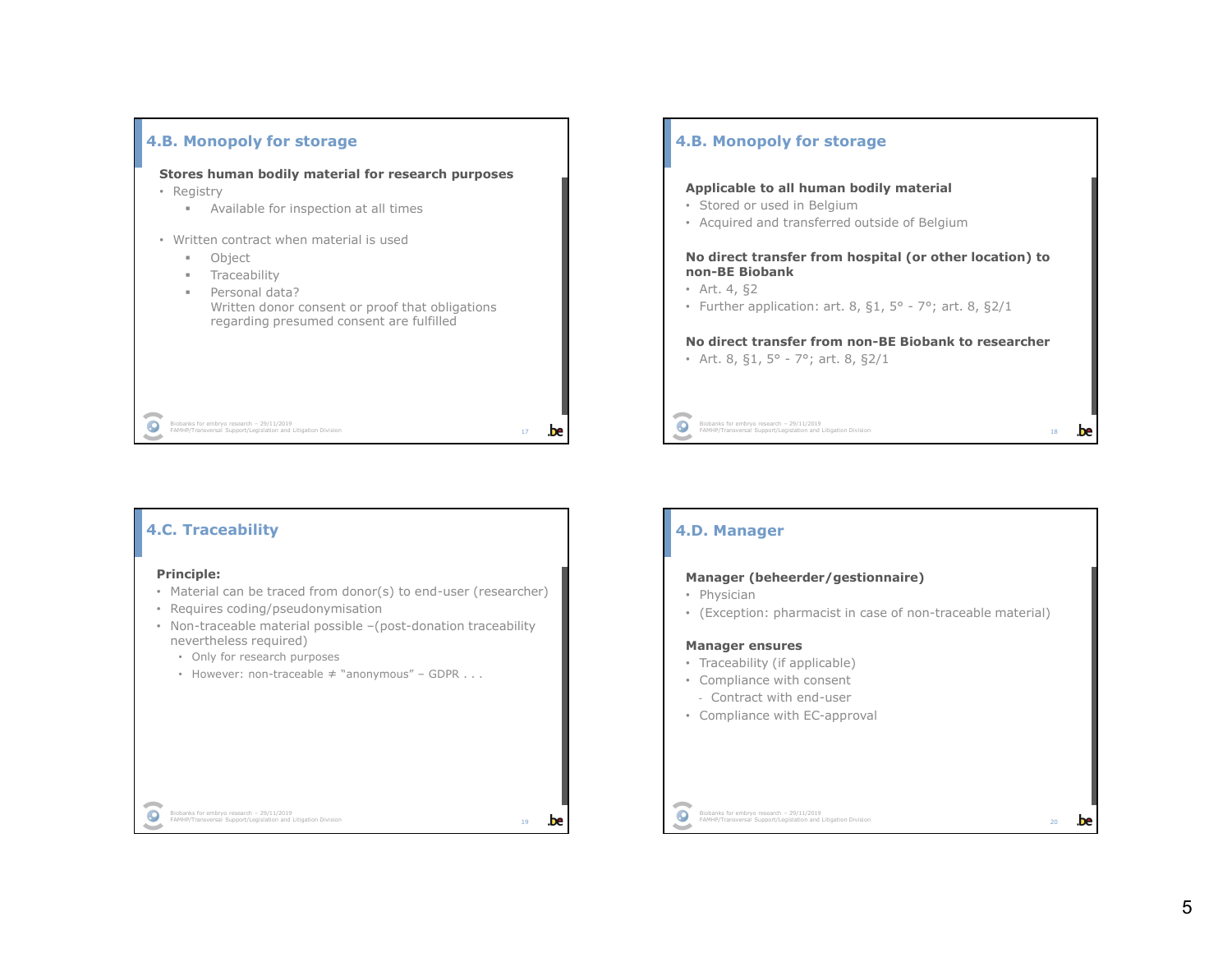## 4.B. Monopoly for storage

**Stores human bodily material for research purposes**

- Registry
  - Available for inspection at all times
- Written contract when material is used
  - Object
  - Traceability
  - Personal data?
    Written donor consent or proof that obligations regarding presumed consent are fulfilled

## 4.B. Monopoly for storage

**Applicable to all human bodily material**

- Stored or used in Belgium
- Acquired and transferred outside of Belgium

**No direct transfer from hospital (or other location) to non-BE Biobank**

- Art. 4, §2
- Further application: art. 8, §1, 5° - 7°; art. 8, §2/1

**No direct transfer from non-BE Biobank to researcher**

- Art. 8, §1, 5° - 7°; art. 8, §2/1

## 4.C. Traceability

**Principle:**

- Material can be traced from donor(s) to end-user (researcher)
- Requires coding/pseudonymisation
- Non-traceable material possible –(post-donation traceability nevertheless required)
  - Only for research purposes
  - However: non-traceable ≠ "anonymous" – GDPR . . .

## 4.D. Manager

**Manager (beheerder/gestionnaire)**

- Physician
- (Exception: pharmacist in case of non-traceable material)

**Manager ensures**

- Traceability (if applicable)
- Compliance with consent
  - Contract with end-user
- Compliance with EC-approval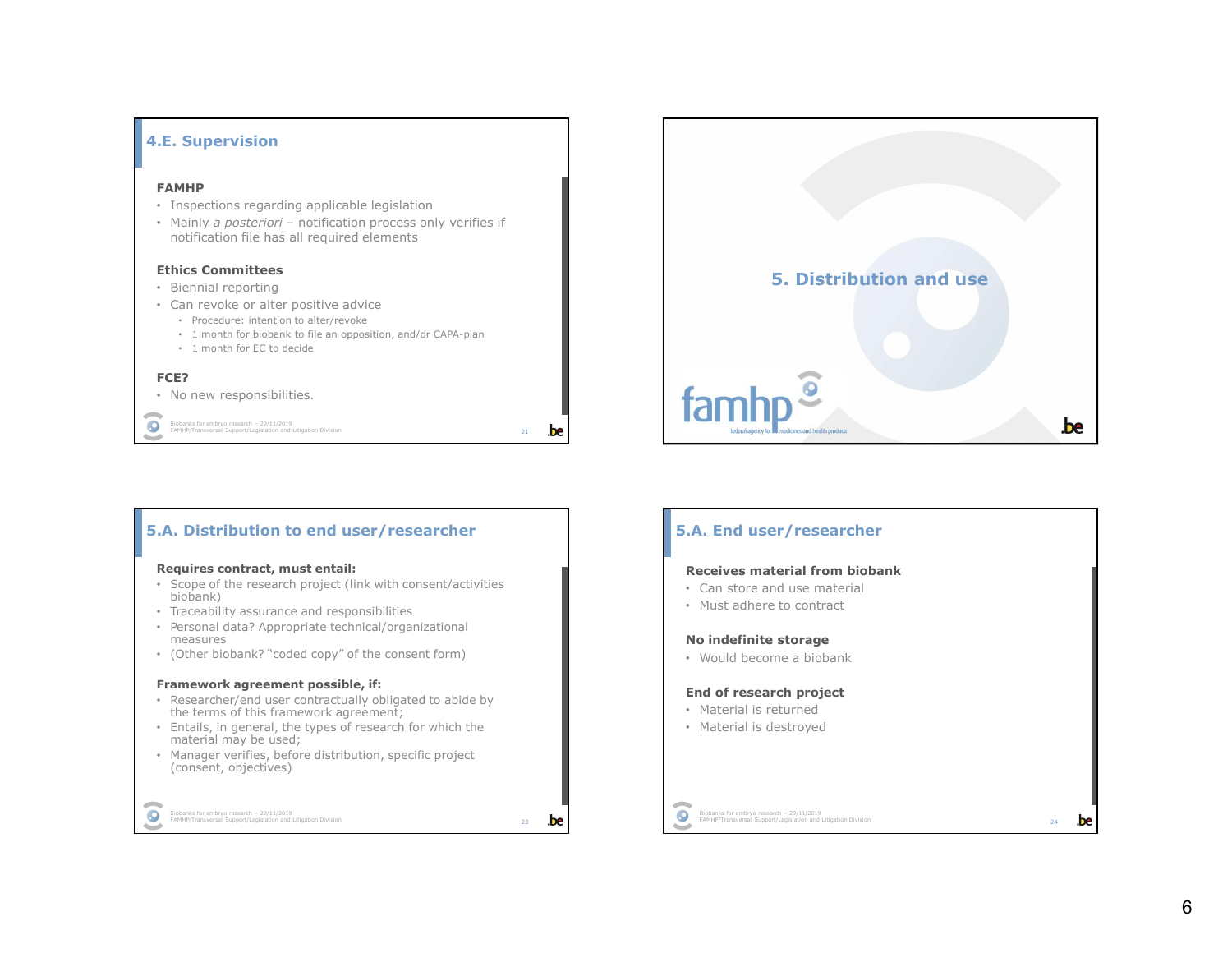## 4.E. Supervision

**FAMHP**

- Inspections regarding applicable legislation
- Mainly *a posteriori* – notification process only verifies if notification file has all required elements

**Ethics Committees**

- Biennial reporting
- Can revoke or alter positive advice
  - Procedure: intention to alter/revoke
  - 1 month for biobank to file an opposition, and/or CAPA-plan
  - 1 month for EC to decide

**FCE?**

- No new responsibilities.

# 5. Distribution and use

## 5.A. Distribution to end user/researcher

**Requires contract, must entail:**

- Scope of the research project (link with consent/activities biobank)
- Traceability assurance and responsibilities
- Personal data? Appropriate technical/organizational measures
- (Other biobank? "coded copy" of the consent form)

**Framework agreement possible, if:**

- Researcher/end user contractually obligated to abide by the terms of this framework agreement;
- Entails, in general, the types of research for which the material may be used;
- Manager verifies, before distribution, specific project (consent, objectives)

## 5.A. End user/researcher

**Receives material from biobank**

- Can store and use material
- Must adhere to contract

**No indefinite storage**

- Would become a biobank

**End of research project**

- Material is returned
- Material is destroyed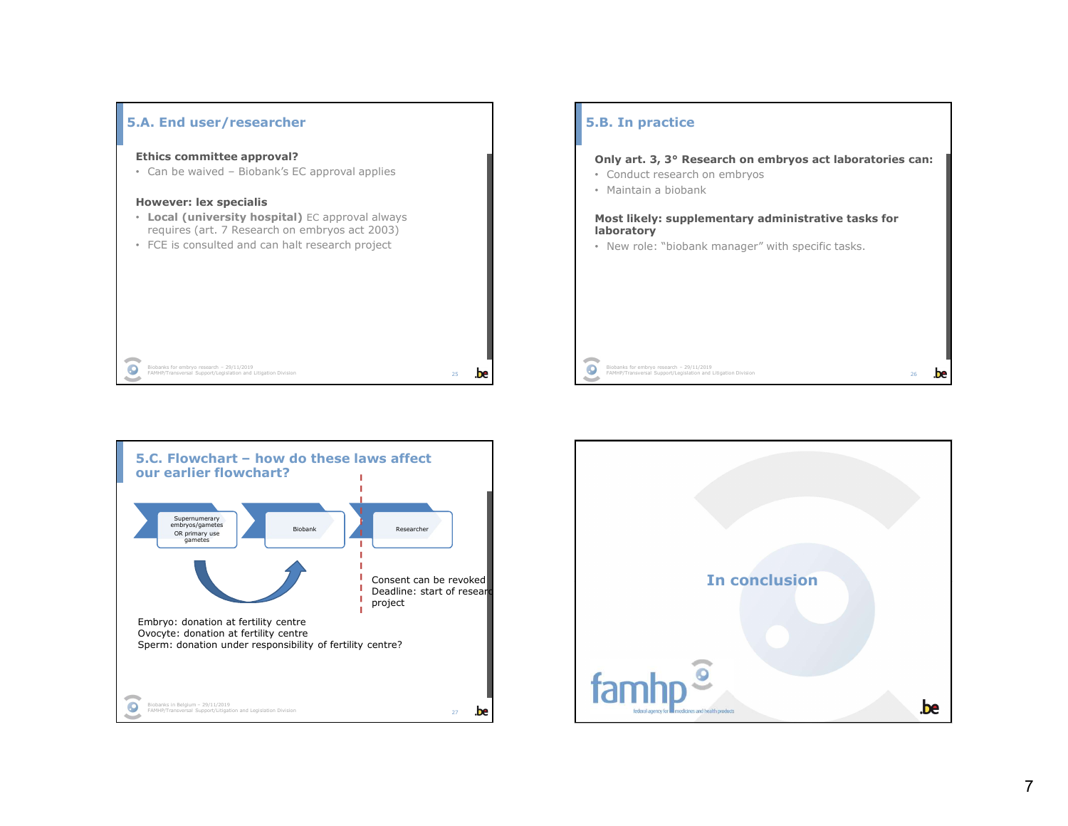## 5.A. End user/researcher

**Ethics committee approval?**

- Can be waived – Biobank's EC approval applies

**However: lex specialis**

- **Local (university hospital)** EC approval always requires (art. 7 Research on embryos act 2003)
- FCE is consulted and can halt research project

## 5.B. In practice

**Only art. 3, 3° Research on embryos act laboratories can:**

- Conduct research on embryos
- Maintain a biobank

**Most likely: supplementary administrative tasks for laboratory**

- New role: "biobank manager" with specific tasks.

## 5.C. Flowchart – how do these laws affect our earlier flowchart?

Supernumerary embryos/gametes OR primary use gametes → Biobank → Researcher

Consent can be revoked
Deadline: start of research project

Embryo: donation at fertility centre
Ovocyte: donation at fertility centre
Sperm: donation under responsibility of fertility centre?

## In conclusion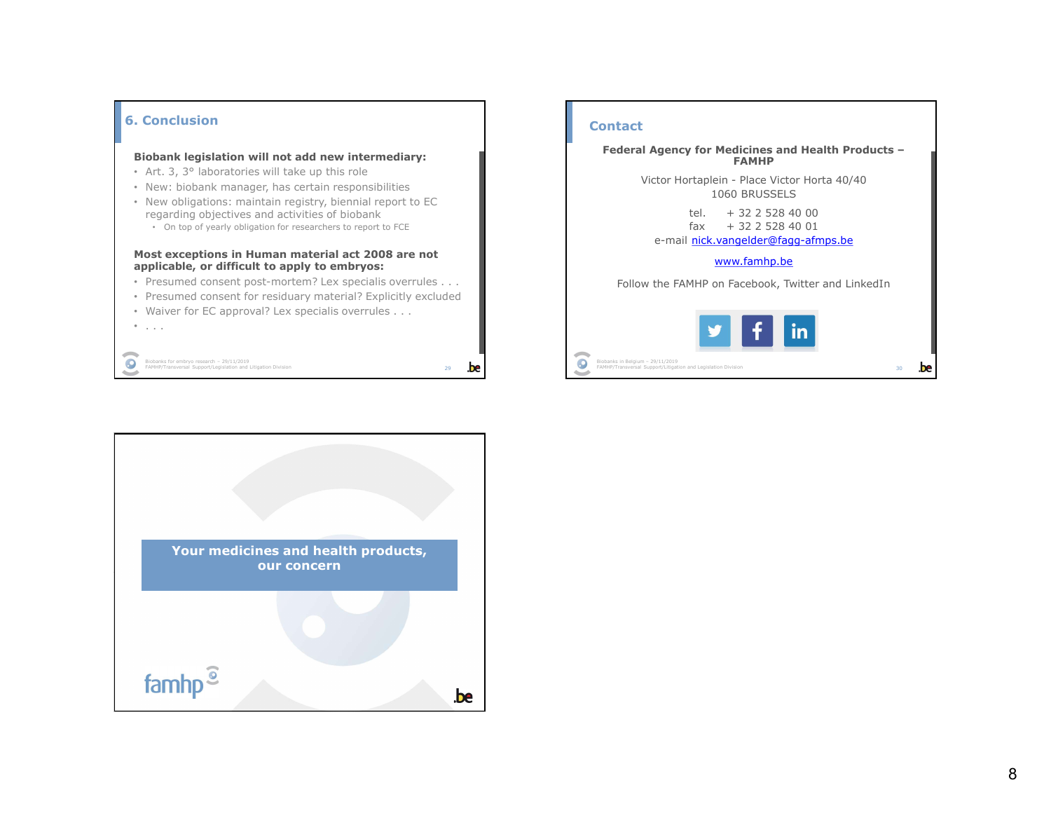## 6. Conclusion

**Biobank legislation will not add new intermediary:**

- Art. 3, 3° laboratories will take up this role
- New: biobank manager, has certain responsibilities
- New obligations: maintain registry, biennial report to EC regarding objectives and activities of biobank
  - On top of yearly obligation for researchers to report to FCE

**Most exceptions in Human material act 2008 are not applicable, or difficult to apply to embryos:**

- Presumed consent post-mortem? Lex specialis overrules . . .
- Presumed consent for residuary material? Explicitly excluded
- Waiver for EC approval? Lex specialis overrules . . .
- . . .

## Contact

**Federal Agency for Medicines and Health Products – FAMHP**

Victor Hortaplein - Place Victor Horta 40/40
1060 BRUSSELS

tel. + 32 2 528 40 00
fax + 32 2 528 40 01
e-mail nick.vangelder@fagg-afmps.be

www.famhp.be

Follow the FAMHP on Facebook, Twitter and LinkedIn

**Your medicines and health products, our concern**

famhp